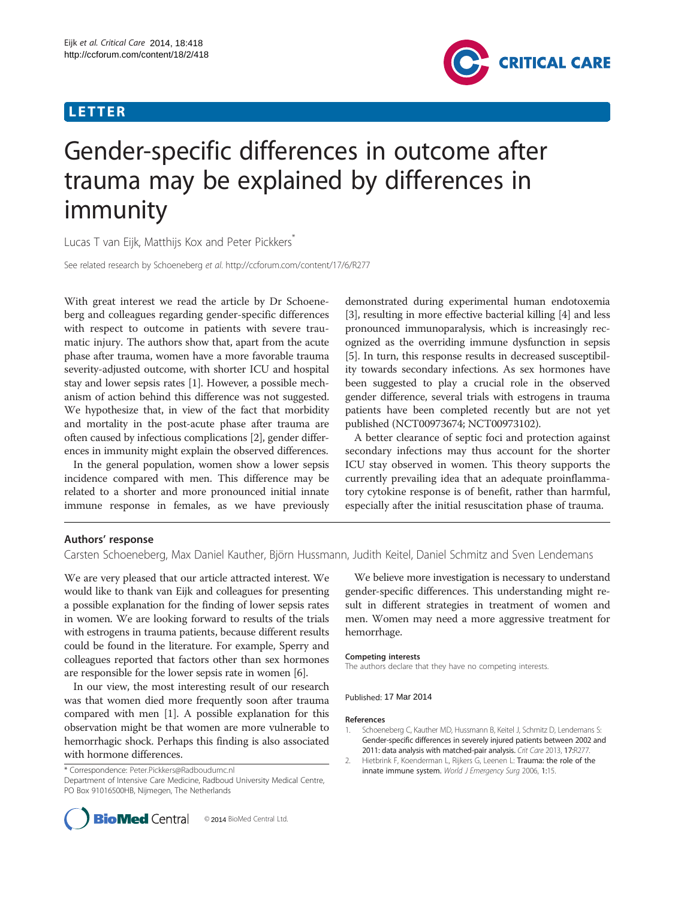LETTER

# Gender-specific differences in outcome after trauma may be explained by differences in immunity

Lucas T van Eijk, Matthijs Kox and Peter Pickkers*

See related research by Schoeneberg et al. http://ccforum.com/content/17/6/R277

With great interest we read the article by Dr Schoeneberg and colleagues regarding gender-specific differences with respect to outcome in patients with severe traumatic injury. The authors show that, apart from the acute phase after trauma, women have a more favorable trauma severity-adjusted outcome, with shorter ICU and hospital stay and lower sepsis rates [1]. However, a possible mechanism of action behind this difference was not suggested. We hypothesize that, in view of the fact that morbidity and mortality in the post-acute phase after trauma are often caused by infectious complications [2], gender differences in immunity might explain the observed differences.

In the general population, women show a lower sepsis incidence compared with men. This difference may be related to a shorter and more pronounced initial innate immune response in females, as we have previously demonstrated during experimental human endotoxemia [3], resulting in more effective bacterial killing [4] and less pronounced immunoparalysis, which is increasingly recognized as the overriding immune dysfunction in sepsis [5]. In turn, this response results in decreased susceptibility towards secondary infections. As sex hormones have been suggested to play a crucial role in the observed gender difference, several trials with estrogens in trauma patients have been completed recently but are not yet published (NCT00973674; NCT00973102).

A better clearance of septic foci and protection against secondary infections may thus account for the shorter ICU stay observed in women. This theory supports the currently prevailing idea that an adequate proinflammatory cytokine response is of benefit, rather than harmful, especially after the initial resuscitation phase of trauma.

## Authors' response

Carsten Schoeneberg, Max Daniel Kauther, Björn Hussmann, Judith Keitel, Daniel Schmitz and Sven Lendemans

We are very pleased that our article attracted interest. We would like to thank van Eijk and colleagues for presenting a possible explanation for the finding of lower sepsis rates in women. We are looking forward to results of the trials with estrogens in trauma patients, because different results could be found in the literature. For example, Sperry and colleagues reported that factors other than sex hormones are responsible for the lower sepsis rate in women [6].

In our view, the most interesting result of our research was that women died more frequently soon after trauma compared with men [1]. A possible explanation for this observation might be that women are more vulnerable to hemorrhagic shock. Perhaps this finding is also associated with hormone differences.

We believe more investigation is necessary to understand gender-specific differences. This understanding might result in different strategies in treatment of women and men. Women may need a more aggressive treatment for hemorrhage.

#### Competing interests

The authors declare that they have no competing interests.

Published: 17 Mar 2014

#### References

1. Schoeneberg C, Kauther MD, Hussmann B, Keitel J, Schmitz D, Lendemans S: Gender-specific differences in severely injured patients between 2002 and 2011: data analysis with matched-pair analysis. *Crit Care* 2013, 17:R277.
2. Hietbrink F, Koenderman L, Rijkers G, Leenen L: Trauma: the role of the innate immune system. *World J Emergency Surg* 2006, 1:15.

\* Correspondence: Peter.Pickkers@Radboudumc.nl
Department of Intensive Care Medicine, Radboud University Medical Centre, PO Box 91016500HB, Nijmegen, The Netherlands

© 2014 BioMed Central Ltd.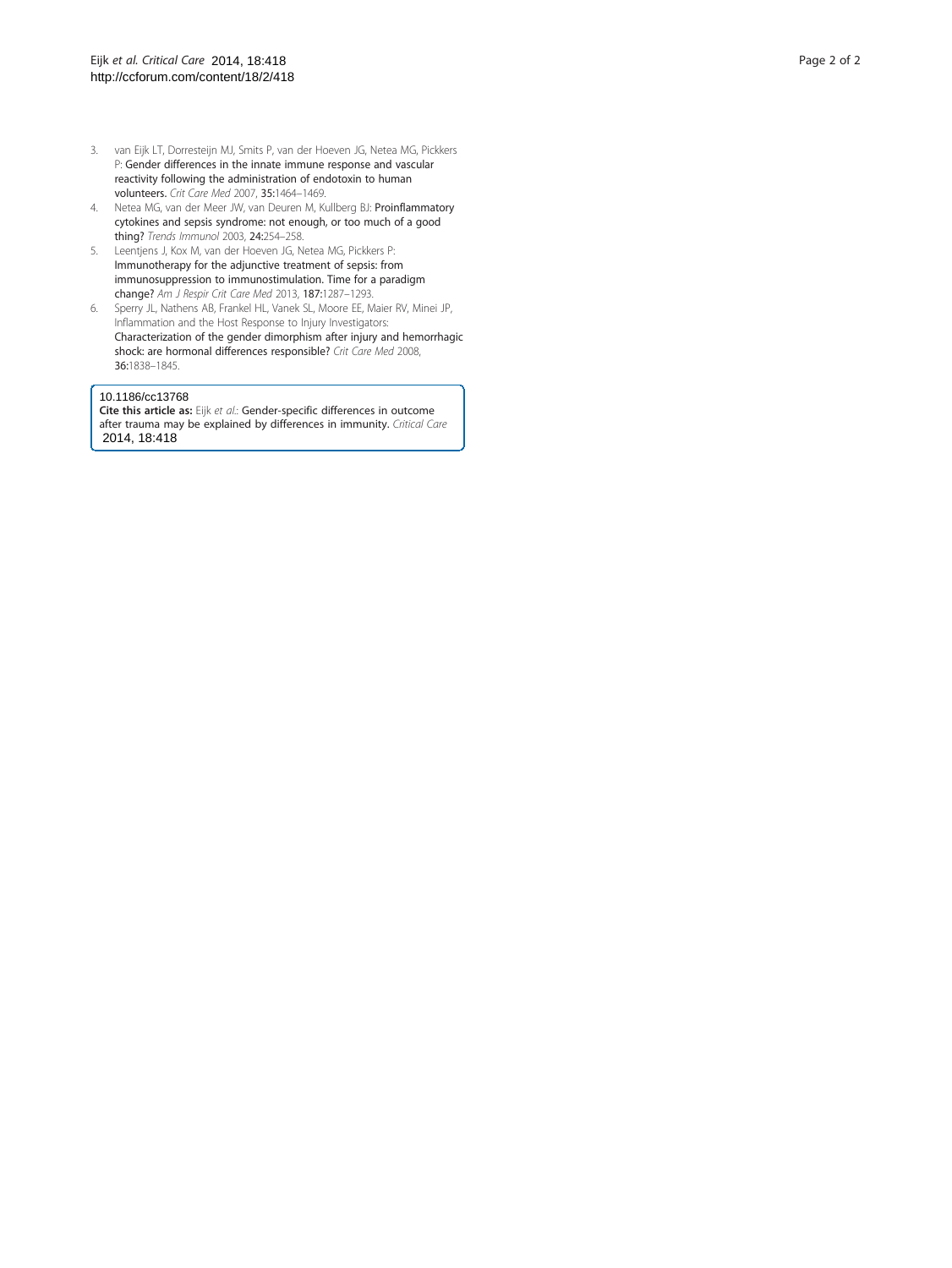3. van Eijk LT, Dorresteijn MJ, Smits P, van der Hoeven JG, Netea MG, Pickkers P: **Gender differences in the innate immune response and vascular reactivity following the administration of endotoxin to human volunteers.** *Crit Care Med* 2007, **35:**1464–1469.
4. Netea MG, van der Meer JW, van Deuren M, Kullberg BJ: **Proinflammatory cytokines and sepsis syndrome: not enough, or too much of a good thing?** *Trends Immunol* 2003, **24:**254–258.
5. Leentjens J, Kox M, van der Hoeven JG, Netea MG, Pickkers P: **Immunotherapy for the adjunctive treatment of sepsis: from immunosuppression to immunostimulation. Time for a paradigm change?** *Am J Respir Crit Care Med* 2013, **187:**1287–1293.
6. Sperry JL, Nathens AB, Frankel HL, Vanek SL, Moore EE, Maier RV, Minei JP, Inflammation and the Host Response to Injury Investigators: **Characterization of the gender dimorphism after injury and hemorrhagic shock: are hormonal differences responsible?** *Crit Care Med* 2008, **36:**1838–1845.

10.1186/cc13768

**Cite this article as:** Eijk *et al.*: **Gender-specific differences in outcome after trauma may be explained by differences in immunity.** *Critical Care* 2014, 18:418